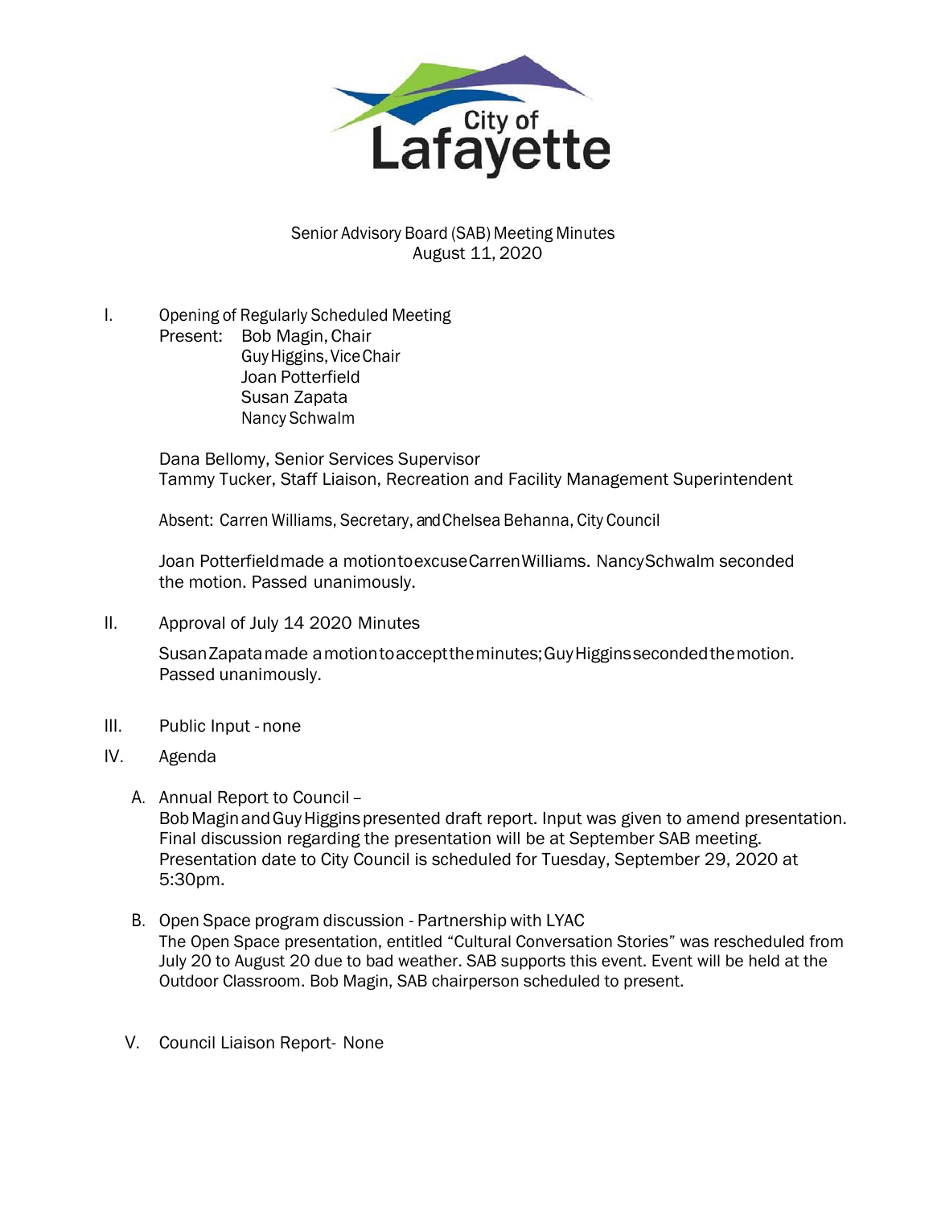City of Lafayette

Senior Advisory Board (SAB) Meeting Minutes
August 11, 2020

I. Opening of Regularly Scheduled Meeting

Present: Bob Magin, Chair
Guy Higgins, Vice Chair
Joan Potterfield
Susan Zapata
Nancy Schwalm

Dana Bellomy, Senior Services Supervisor
Tammy Tucker, Staff Liaison, Recreation and Facility Management Superintendent

Absent: Carren Williams, Secretary, and Chelsea Behanna, City Council

Joan Potterfield made a motion to excuse Carren Williams. Nancy Schwalm seconded the motion. Passed unanimously.

II. Approval of July 14 2020 Minutes

Susan Zapata made a motion to accept the minutes; Guy Higgins seconded the motion. Passed unanimously.

III. Public Input - none

IV. Agenda

A. Annual Report to Council –
Bob Magin and Guy Higgins presented draft report. Input was given to amend presentation. Final discussion regarding the presentation will be at September SAB meeting. Presentation date to City Council is scheduled for Tuesday, September 29, 2020 at 5:30pm.

B. Open Space program discussion - Partnership with LYAC
The Open Space presentation, entitled "Cultural Conversation Stories" was rescheduled from July 20 to August 20 due to bad weather. SAB supports this event. Event will be held at the Outdoor Classroom. Bob Magin, SAB chairperson scheduled to present.

V. Council Liaison Report- None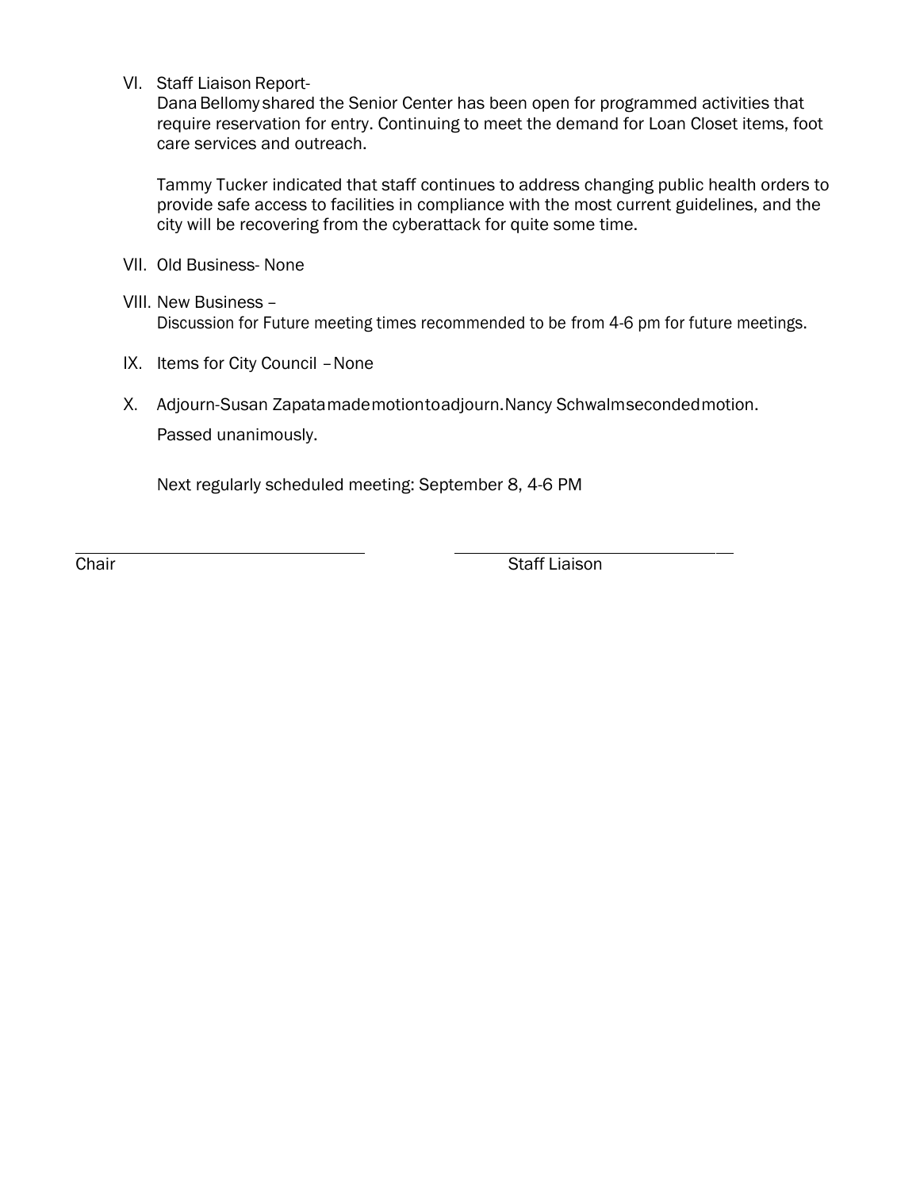VI. Staff Liaison Report-

Dana Bellomy shared the Senior Center has been open for programmed activities that require reservation for entry. Continuing to meet the demand for Loan Closet items, foot care services and outreach.

Tammy Tucker indicated that staff continues to address changing public health orders to provide safe access to facilities in compliance with the most current guidelines, and the city will be recovering from the cyberattack for quite some time.

VII. Old Business- None

VIII. New Business –

Discussion for Future meeting times recommended to be from 4-6 pm for future meetings.

IX. Items for City Council – None

X. Adjourn-Susan Zapata made motion to adjourn. Nancy Schwalm seconded motion.

Passed unanimously.

Next regularly scheduled meeting: September 8, 4-6 PM

\_\_\_\_\_\_\_\_\_\_\_\_\_\_\_\_\_\_\_\_\_\_\_\_\_\_\_\_\_\_\_\_ \_\_\_\_\_\_\_\_\_\_\_\_\_\_\_\_\_\_\_\_\_\_\_\_\_\_\_\_\_\_\_\_

Chair Staff Liaison